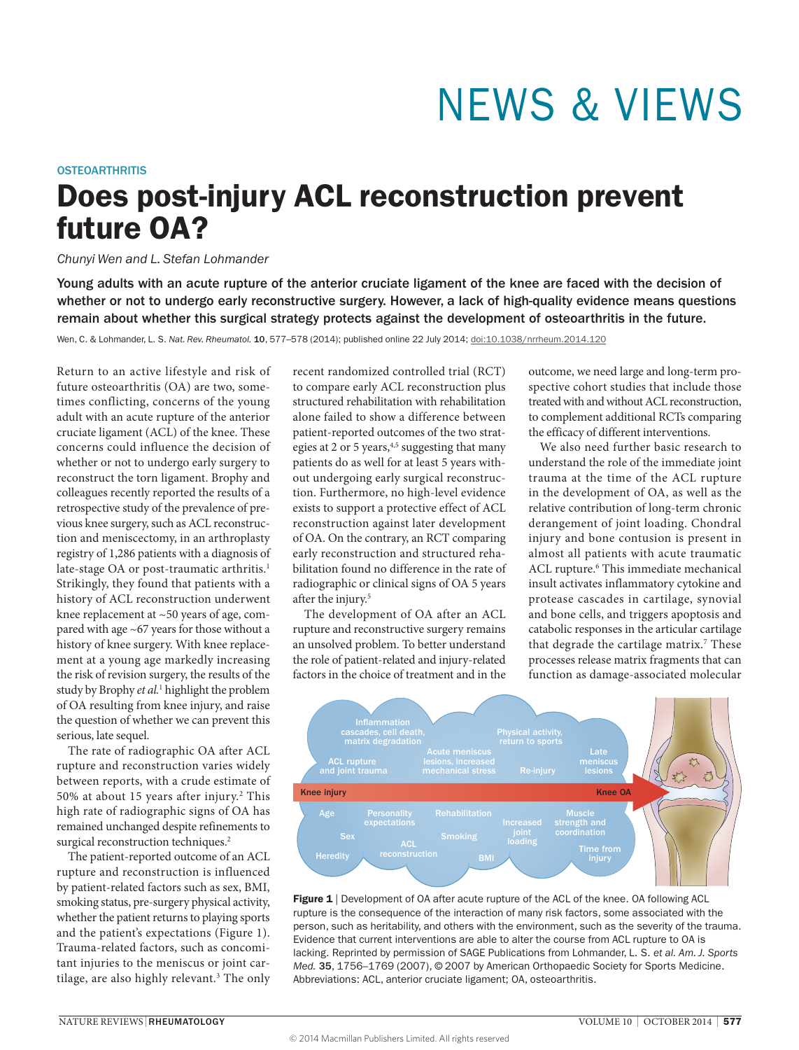# NEWS & VIEWS

OSTEOARTHRITIS

## Does post-injury ACL reconstruction prevent future OA?

*Chunyi Wen and L. Stefan Lohmander*

**Young adults with an acute rupture of the anterior cruciate ligament of the knee are faced with the decision of whether or not to undergo early reconstructive surgery. However, a lack of high-quality evidence means questions remain about whether this surgical strategy protects against the development of osteoarthritis in the future.**

Wen, C. & Lohmander, L. S. *Nat. Rev. Rheumatol.* **10**, 577–578 (2014); published online 22 July 2014; doi:10.1038/nrrheum.2014.120

Return to an active lifestyle and risk of future osteoarthritis (OA) are two, sometimes conflicting, concerns of the young adult with an acute rupture of the anterior cruciate ligament (ACL) of the knee. These concerns could influence the decision of whether or not to undergo early surgery to reconstruct the torn ligament. Brophy and colleagues recently reported the results of a retrospective study of the prevalence of previous knee surgery, such as ACL reconstruction and meniscectomy, in an arthroplasty registry of 1,286 patients with a diagnosis of late-stage OA or post-traumatic arthritis.[1] Strikingly, they found that patients with a history of ACL reconstruction underwent knee replacement at ~50 years of age, compared with age ~67 years for those without a history of knee surgery. With knee replacement at a young age markedly increasing the risk of revision surgery, the results of the study by Brophy *et al.*[1] highlight the problem of OA resulting from knee injury, and raise the question of whether we can prevent this serious, late sequel.

The rate of radiographic OA after ACL rupture and reconstruction varies widely between reports, with a crude estimate of 50% at about 15 years after injury.[2] This high rate of radiographic signs of OA has remained unchanged despite refinements to surgical reconstruction techniques.[2]

The patient-reported outcome of an ACL rupture and reconstruction is influenced by patient-related factors such as sex, BMI, smoking status, pre-surgery physical activity, whether the patient returns to playing sports and the patient's expectations (Figure 1). Trauma-related factors, such as concomitant injuries to the meniscus or joint cartilage, are also highly relevant.[3] The only recent randomized controlled trial (RCT) to compare early ACL reconstruction plus structured rehabilitation with rehabilitation alone failed to show a difference between patient-reported outcomes of the two strategies at 2 or 5 years,[4,5] suggesting that many patients do as well for at least 5 years without undergoing early surgical reconstruction. Furthermore, no high-level evidence exists to support a protective effect of ACL reconstruction against later development of OA. On the contrary, an RCT comparing early reconstruction and structured rehabilitation found no difference in the rate of radiographic or clinical signs of OA 5 years after the injury.[5]

The development of OA after an ACL rupture and reconstructive surgery remains an unsolved problem. To better understand the role of patient-related and injury-related factors in the choice of treatment and in the outcome, we need large and long-term prospective cohort studies that include those treated with and without ACL reconstruction, to complement additional RCTs comparing the efficacy of different interventions.

We also need further basic research to understand the role of the immediate joint trauma at the time of the ACL rupture in the development of OA, as well as the relative contribution of long-term chronic derangement of joint loading. Chondral injury and bone contusion is present in almost all patients with acute traumatic ACL rupture.[6] This immediate mechanical insult activates inflammatory cytokine and protease cascades in cartilage, synovial and bone cells, and triggers apoptosis and catabolic responses in the articular cartilage that degrade the cartilage matrix.[7] These processes release matrix fragments that can function as damage-associated molecular

Figure 1 | Development of OA after acute rupture of the ACL of the knee. OA following ACL rupture is the consequence of the interaction of many risk factors, some associated with the person, such as heritability, and others with the environment, such as the severity of the trauma. Evidence that current interventions are able to alter the course from ACL rupture to OA is lacking. Reprinted by permission of SAGE Publications from Lohmander, L. S. *et al. Am. J. Sports Med.* 35, 1756–1769 (2007), © 2007 by American Orthopaedic Society for Sports Medicine. Abbreviations: ACL, anterior cruciate ligament; OA, osteoarthritis.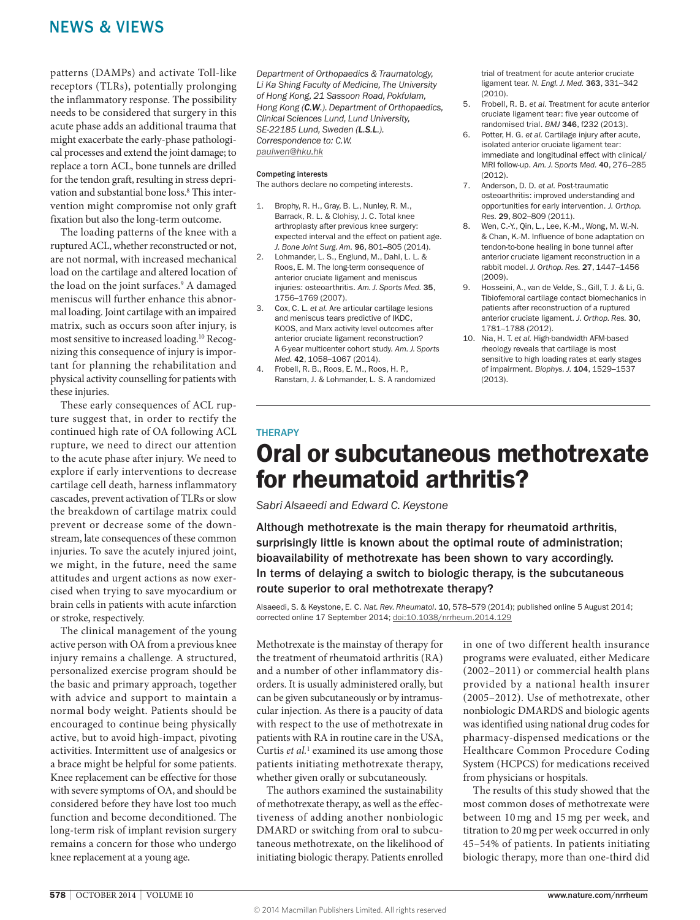patterns (DAMPs) and activate Toll-like receptors (TLRs), potentially prolonging the inflammatory response. The possibility needs to be considered that surgery in this acute phase adds an additional trauma that might exacerbate the early-phase pathological processes and extend the joint damage; to replace a torn ACL, bone tunnels are drilled for the tendon graft, resulting in stress deprivation and substantial bone loss.[8] This intervention might compromise not only graft fixation but also the long-term outcome.

The loading patterns of the knee with a ruptured ACL, whether reconstructed or not, are not normal, with increased mechanical load on the cartilage and altered location of the load on the joint surfaces.[9] A damaged meniscus will further enhance this abnormal loading. Joint cartilage with an impaired matrix, such as occurs soon after injury, is most sensitive to increased loading.[10] Recognizing this consequence of injury is important for planning the rehabilitation and physical activity counselling for patients with these injuries.

These early consequences of ACL rupture suggest that, in order to rectify the continued high rate of OA following ACL rupture, we need to direct our attention to the acute phase after injury. We need to explore if early interventions to decrease cartilage cell death, harness inflammatory cascades, prevent activation of TLRs or slow the breakdown of cartilage matrix could prevent or decrease some of the downstream, late consequences of these common injuries. To save the acutely injured joint, we might, in the future, need the same attitudes and urgent actions as now exercised when trying to save myocardium or brain cells in patients with acute infarction or stroke, respectively.

The clinical management of the young active person with OA from a previous knee injury remains a challenge. A structured, personalized exercise program should be the basic and primary approach, together with advice and support to maintain a normal body weight. Patients should be encouraged to continue being physically active, but to avoid high-impact, pivoting activities. Intermittent use of analgesics or a brace might be helpful for some patients. Knee replacement can be effective for those with severe symptoms of OA, and should be considered before they have lost too much function and become deconditioned. The long-term risk of implant revision surgery remains a concern for those who undergo knee replacement at a young age.

*Department of Orthopaedics & Traumatology, Li Ka Shing Faculty of Medicine, The University of Hong Kong, 21 Sassoon Road, Pokfulam, Hong Kong (**C.W.**). Department of Orthopaedics, Clinical Sciences Lund, Lund University, SE-22185 Lund, Sweden (**L.S.L.**).*
*Correspondence to: C.W.*
*paulwen@hku.hk*

**Competing interests**
The authors declare no competing interests.

1. Brophy, R. H., Gray, B. L., Nunley, R. M., Barrack, R. L. & Clohisy, J. C. Total knee arthroplasty after previous knee surgery: expected interval and the effect on patient age. *J. Bone Joint Surg. Am.* **96**, 801–805 (2014).
2. Lohmander, L. S., Englund, M., Dahl, L. L. & Roos, E. M. The long-term consequence of anterior cruciate ligament and meniscus injuries: osteoarthritis. *Am. J. Sports Med.* **35**, 1756–1769 (2007).
3. Cox, C. L. *et al.* Are articular cartilage lesions and meniscus tears predictive of IKDC, KOOS, and Marx activity level outcomes after anterior cruciate ligament reconstruction? A 6-year multicenter cohort study. *Am. J. Sports Med.* **42**, 1058–1067 (2014).
4. Frobell, R. B., Roos, E. M., Roos, H. P., Ranstam, J. & Lohmander, L. S. A randomized trial of treatment for acute anterior cruciate ligament tear. *N. Engl. J. Med.* **363**, 331–342 (2010).
5. Frobell, R. B. *et al.* Treatment for acute anterior cruciate ligament tear: five year outcome of randomised trial. *BMJ* **346**, f232 (2013).
6. Potter, H. G. *et al.* Cartilage injury after acute, isolated anterior cruciate ligament tear: immediate and longitudinal effect with clinical/MRI follow-up. *Am. J. Sports Med.* **40**, 276–285 (2012).
7. Anderson, D. D. *et al.* Post-traumatic osteoarthritis: improved understanding and opportunities for early intervention. *J. Orthop. Res.* **29**, 802–809 (2011).
8. Wen, C.-Y., Qin, L., Lee, K.-M., Wong, M. W.-N. & Chan, K.-M. Influence of bone adaptation on tendon-to-bone healing in bone tunnel after anterior cruciate ligament reconstruction in a rabbit model. *J. Orthop. Res.* **27**, 1447–1456 (2009).
9. Hosseini, A., van de Velde, S., Gill, T. J. & Li, G. Tibiofemoral cartilage contact biomechanics in patients after reconstruction of a ruptured anterior cruciate ligament. *J. Orthop. Res.* **30**, 1781–1788 (2012).
10. Nia, H. T. *et al.* High-bandwidth AFM-based rheology reveals that cartilage is most sensitive to high loading rates at early stages of impairment. *Biophys. J.* **104**, 1529–1537 (2013).

THERAPY

# Oral or subcutaneous methotrexate for rheumatoid arthritis?

*Sabri Alsaeedi and Edward C. Keystone*

**Although methotrexate is the main therapy for rheumatoid arthritis, surprisingly little is known about the optimal route of administration; bioavailability of methotrexate has been shown to vary accordingly. In terms of delaying a switch to biologic therapy, is the subcutaneous route superior to oral methotrexate therapy?**

Alsaeedi, S. & Keystone, E. C. *Nat. Rev. Rheumatol*. **10**, 578–579 (2014); published online 5 August 2014; corrected online 17 September 2014; doi:10.1038/nrrheum.2014.129

Methotrexate is the mainstay of therapy for the treatment of rheumatoid arthritis (RA) and a number of other inflammatory disorders. It is usually administered orally, but can be given subcutaneously or by intramuscular injection. As there is a paucity of data with respect to the use of methotrexate in patients with RA in routine care in the USA, Curtis *et al.*[1] examined its use among those patients initiating methotrexate therapy, whether given orally or subcutaneously.

The authors examined the sustainability of methotrexate therapy, as well as the effectiveness of adding another nonbiologic DMARD or switching from oral to subcutaneous methotrexate, on the likelihood of initiating biologic therapy. Patients enrolled in one of two different health insurance programs were evaluated, either Medicare (2002–2011) or commercial health plans provided by a national health insurer (2005–2012). Use of methotrexate, other nonbiologic DMARDS and biologic agents was identified using national drug codes for pharmacy-dispensed medications or the Healthcare Common Procedure Coding System (HCPCS) for medications received from physicians or hospitals.

The results of this study showed that the most common doses of methotrexate were between 10 mg and 15 mg per week, and titration to 20 mg per week occurred in only 45–54% of patients. In patients initiating biologic therapy, more than one-third did